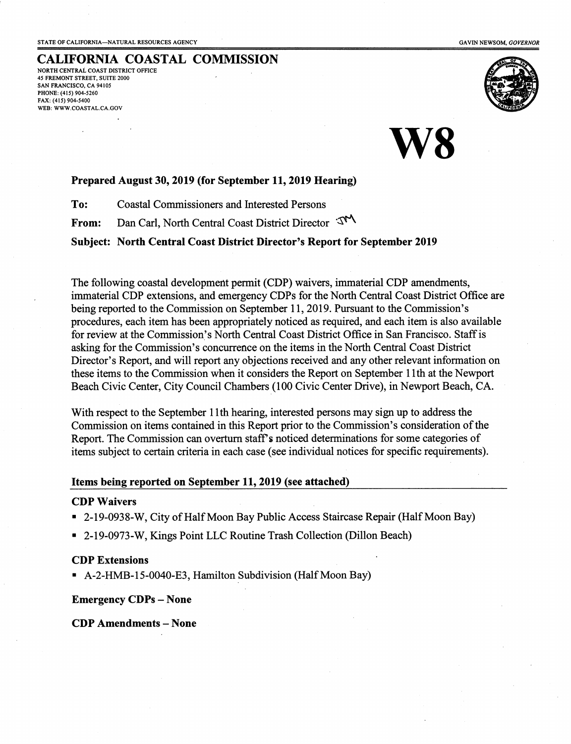STATE OF CALIFORNIA—NATURAL RESOURCES AGENCY

GAVIN NEWSOM, *GOVERNOR*

# CALIFORNIA COASTAL COMMISSION

NORTH CENTRAL COAST DISTRICT OFFICE
45 FREMONT STREET, SUITE 2000
SAN FRANCISCO, CA 94105
PHONE: (415) 904-5260
FAX: (415) 904-5400
WEB: WWW.COASTAL.CA.GOV

# W8

**Prepared August 30, 2019 (for September 11, 2019 Hearing)**

**To:** Coastal Commissioners and Interested Persons

**From:** Dan Carl, North Central Coast District Director

**Subject: North Central Coast District Director's Report for September 2019**

The following coastal development permit (CDP) waivers, immaterial CDP amendments, immaterial CDP extensions, and emergency CDPs for the North Central Coast District Office are being reported to the Commission on September 11, 2019. Pursuant to the Commission's procedures, each item has been appropriately noticed as required, and each item is also available for review at the Commission's North Central Coast District Office in San Francisco. Staff is asking for the Commission's concurrence on the items in the North Central Coast District Director's Report, and will report any objections received and any other relevant information on these items to the Commission when it considers the Report on September 11th at the Newport Beach Civic Center, City Council Chambers (100 Civic Center Drive), in Newport Beach, CA.

With respect to the September 11th hearing, interested persons may sign up to address the Commission on items contained in this Report prior to the Commission's consideration of the Report. The Commission can overturn staff's noticed determinations for some categories of items subject to certain criteria in each case (see individual notices for specific requirements).

## Items being reported on September 11, 2019 (see attached)

### CDP Waivers

- 2-19-0938-W, City of Half Moon Bay Public Access Staircase Repair (Half Moon Bay)
- 2-19-0973-W, Kings Point LLC Routine Trash Collection (Dillon Beach)

### CDP Extensions

- A-2-HMB-15-0040-E3, Hamilton Subdivision (Half Moon Bay)

### Emergency CDPs – None

### CDP Amendments – None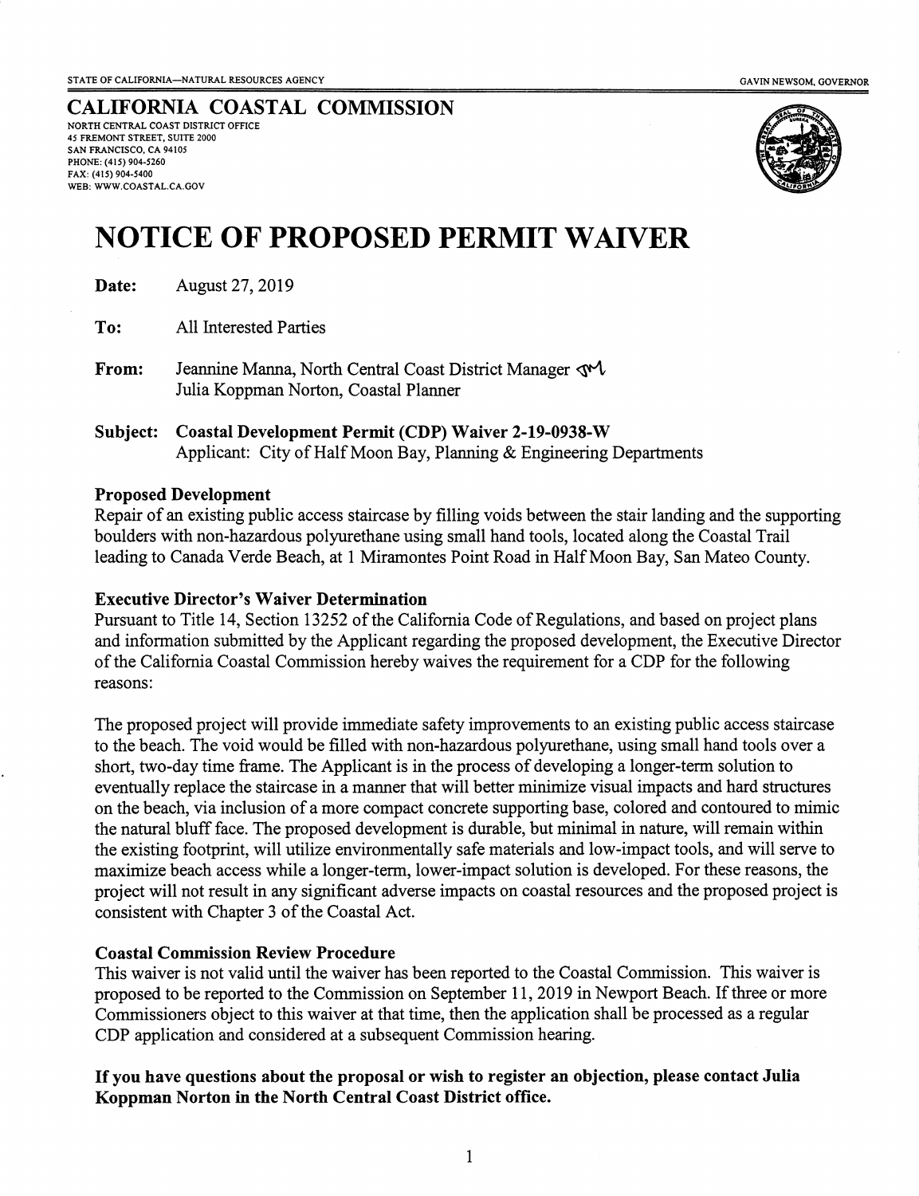STATE OF CALIFORNIA—NATURAL RESOURCES AGENCY

GAVIN NEWSOM, GOVERNOR

# CALIFORNIA COASTAL COMMISSION

NORTH CENTRAL COAST DISTRICT OFFICE
45 FREMONT STREET, SUITE 2000
SAN FRANCISCO, CA 94105
PHONE: (415) 904-5260
FAX: (415) 904-5400
WEB: WWW.COASTAL.CA.GOV

# NOTICE OF PROPOSED PERMIT WAIVER

**Date:** August 27, 2019

**To:** All Interested Parties

**From:** Jeannine Manna, North Central Coast District Manager
Julia Koppman Norton, Coastal Planner

**Subject: Coastal Development Permit (CDP) Waiver 2-19-0938-W**
Applicant: City of Half Moon Bay, Planning & Engineering Departments

### Proposed Development

Repair of an existing public access staircase by filling voids between the stair landing and the supporting boulders with non-hazardous polyurethane using small hand tools, located along the Coastal Trail leading to Canada Verde Beach, at 1 Miramontes Point Road in Half Moon Bay, San Mateo County.

### Executive Director's Waiver Determination

Pursuant to Title 14, Section 13252 of the California Code of Regulations, and based on project plans and information submitted by the Applicant regarding the proposed development, the Executive Director of the California Coastal Commission hereby waives the requirement for a CDP for the following reasons:

The proposed project will provide immediate safety improvements to an existing public access staircase to the beach. The void would be filled with non-hazardous polyurethane, using small hand tools over a short, two-day time frame. The Applicant is in the process of developing a longer-term solution to eventually replace the staircase in a manner that will better minimize visual impacts and hard structures on the beach, via inclusion of a more compact concrete supporting base, colored and contoured to mimic the natural bluff face. The proposed development is durable, but minimal in nature, will remain within the existing footprint, will utilize environmentally safe materials and low-impact tools, and will serve to maximize beach access while a longer-term, lower-impact solution is developed. For these reasons, the project will not result in any significant adverse impacts on coastal resources and the proposed project is consistent with Chapter 3 of the Coastal Act.

### Coastal Commission Review Procedure

This waiver is not valid until the waiver has been reported to the Coastal Commission. This waiver is proposed to be reported to the Commission on September 11, 2019 in Newport Beach. If three or more Commissioners object to this waiver at that time, then the application shall be processed as a regular CDP application and considered at a subsequent Commission hearing.

**If you have questions about the proposal or wish to register an objection, please contact Julia Koppman Norton in the North Central Coast District office.**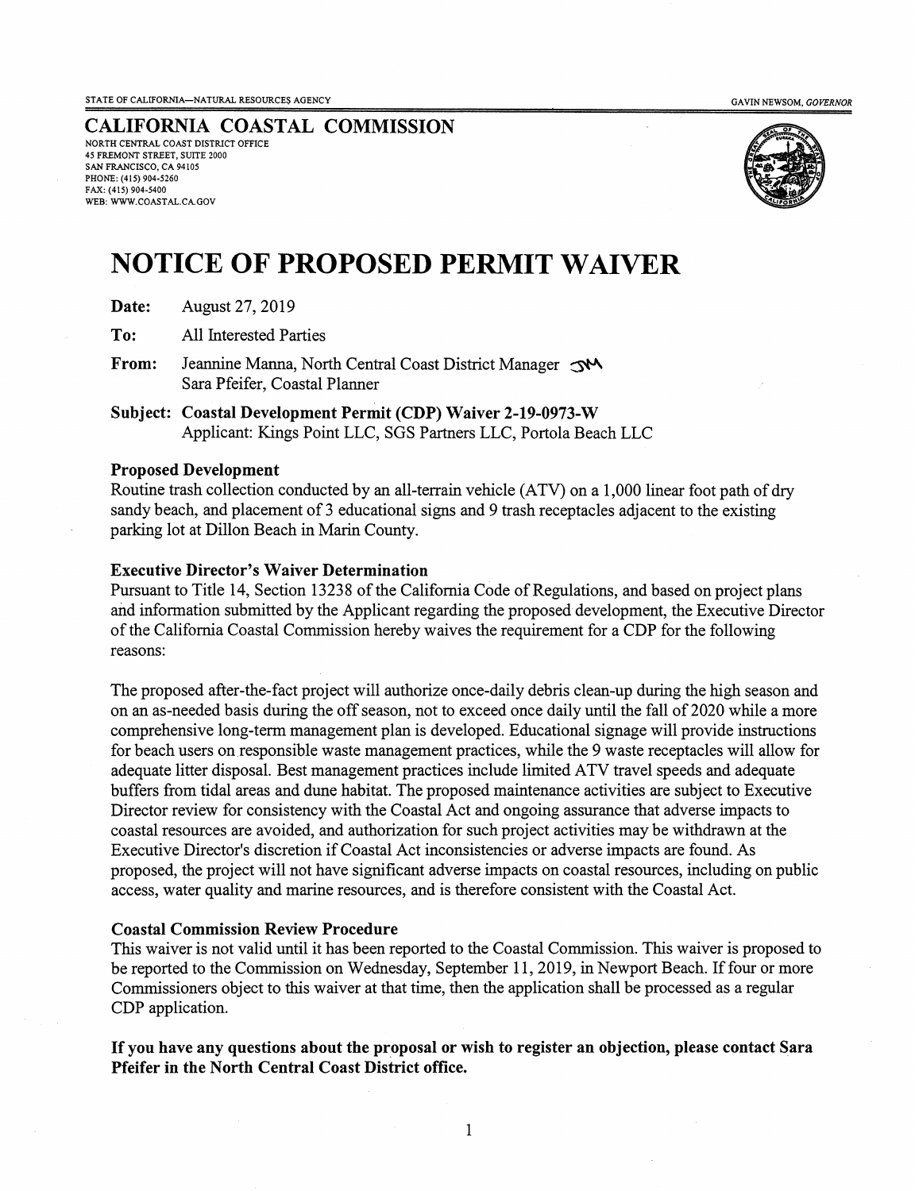STATE OF CALIFORNIA—NATURAL RESOURCES AGENCY

GAVIN NEWSOM, *GOVERNOR*

# CALIFORNIA COASTAL COMMISSION

NORTH CENTRAL COAST DISTRICT OFFICE
45 FREMONT STREET, SUITE 2000
SAN FRANCISCO, CA 94105
PHONE: (415) 904-5260
FAX: (415) 904-5400
WEB: WWW.COASTAL.CA.GOV

# NOTICE OF PROPOSED PERMIT WAIVER

**Date:** August 27, 2019

**To:** All Interested Parties

**From:** Jeannine Manna, North Central Coast District Manager
Sara Pfeifer, Coastal Planner

**Subject: Coastal Development Permit (CDP) Waiver 2-19-0973-W**
Applicant: Kings Point LLC, SGS Partners LLC, Portola Beach LLC

## Proposed Development

Routine trash collection conducted by an all-terrain vehicle (ATV) on a 1,000 linear foot path of dry sandy beach, and placement of 3 educational signs and 9 trash receptacles adjacent to the existing parking lot at Dillon Beach in Marin County.

## Executive Director's Waiver Determination

Pursuant to Title 14, Section 13238 of the California Code of Regulations, and based on project plans and information submitted by the Applicant regarding the proposed development, the Executive Director of the California Coastal Commission hereby waives the requirement for a CDP for the following reasons:

The proposed after-the-fact project will authorize once-daily debris clean-up during the high season and on an as-needed basis during the off season, not to exceed once daily until the fall of 2020 while a more comprehensive long-term management plan is developed. Educational signage will provide instructions for beach users on responsible waste management practices, while the 9 waste receptacles will allow for adequate litter disposal. Best management practices include limited ATV travel speeds and adequate buffers from tidal areas and dune habitat. The proposed maintenance activities are subject to Executive Director review for consistency with the Coastal Act and ongoing assurance that adverse impacts to coastal resources are avoided, and authorization for such project activities may be withdrawn at the Executive Director's discretion if Coastal Act inconsistencies or adverse impacts are found. As proposed, the project will not have significant adverse impacts on coastal resources, including on public access, water quality and marine resources, and is therefore consistent with the Coastal Act.

## Coastal Commission Review Procedure

This waiver is not valid until it has been reported to the Coastal Commission. This waiver is proposed to be reported to the Commission on Wednesday, September 11, 2019, in Newport Beach. If four or more Commissioners object to this waiver at that time, then the application shall be processed as a regular CDP application.

**If you have any questions about the proposal or wish to register an objection, please contact Sara Pfeifer in the North Central Coast District office.**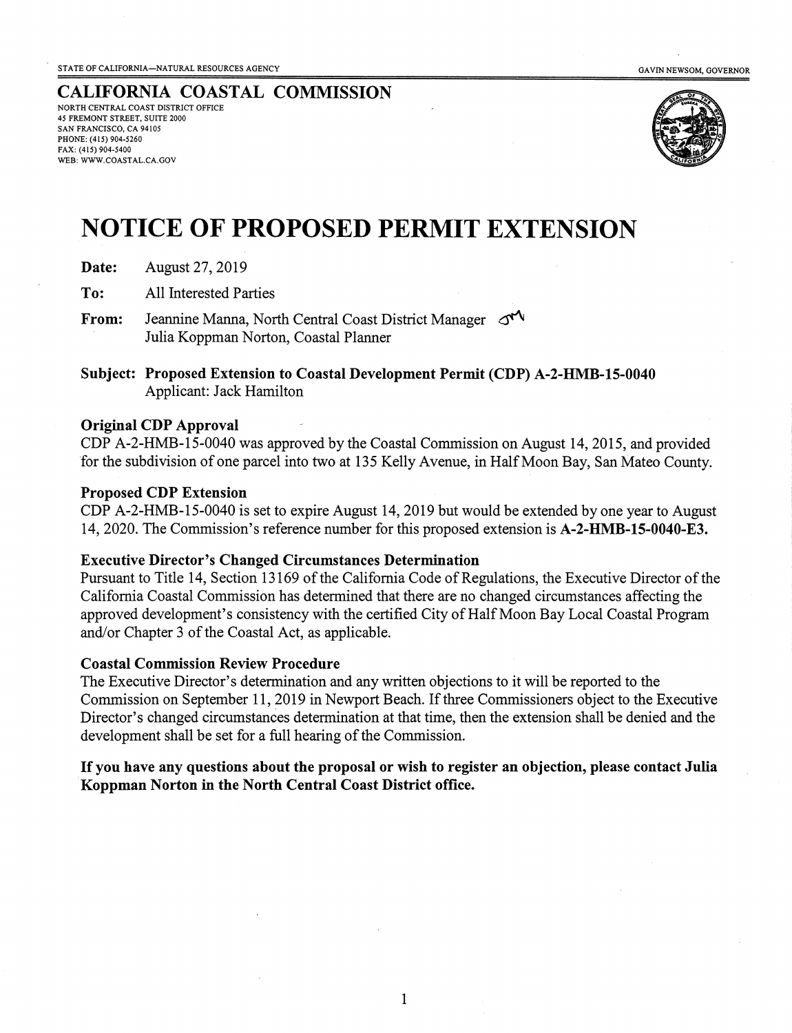STATE OF CALIFORNIA—NATURAL RESOURCES AGENCY

GAVIN NEWSOM, GOVERNOR

**CALIFORNIA COASTAL COMMISSION**

NORTH CENTRAL COAST DISTRICT OFFICE
45 FREMONT STREET, SUITE 2000
SAN FRANCISCO, CA 94105
PHONE: (415) 904-5260
FAX: (415) 904-5400
WEB: WWW.COASTAL.CA.GOV

# NOTICE OF PROPOSED PERMIT EXTENSION

**Date:** August 27, 2019

**To:** All Interested Parties

**From:** Jeannine Manna, North Central Coast District Manager
Julia Koppman Norton, Coastal Planner

**Subject: Proposed Extension to Coastal Development Permit (CDP) A-2-HMB-15-0040**
Applicant: Jack Hamilton

### Original CDP Approval

CDP A-2-HMB-15-0040 was approved by the Coastal Commission on August 14, 2015, and provided for the subdivision of one parcel into two at 135 Kelly Avenue, in Half Moon Bay, San Mateo County.

### Proposed CDP Extension

CDP A-2-HMB-15-0040 is set to expire August 14, 2019 but would be extended by one year to August 14, 2020. The Commission's reference number for this proposed extension is **A-2-HMB-15-0040-E3.**

### Executive Director's Changed Circumstances Determination

Pursuant to Title 14, Section 13169 of the California Code of Regulations, the Executive Director of the California Coastal Commission has determined that there are no changed circumstances affecting the approved development's consistency with the certified City of Half Moon Bay Local Coastal Program and/or Chapter 3 of the Coastal Act, as applicable.

### Coastal Commission Review Procedure

The Executive Director's determination and any written objections to it will be reported to the Commission on September 11, 2019 in Newport Beach. If three Commissioners object to the Executive Director's changed circumstances determination at that time, then the extension shall be denied and the development shall be set for a full hearing of the Commission.

**If you have any questions about the proposal or wish to register an objection, please contact Julia Koppman Norton in the North Central Coast District office.**